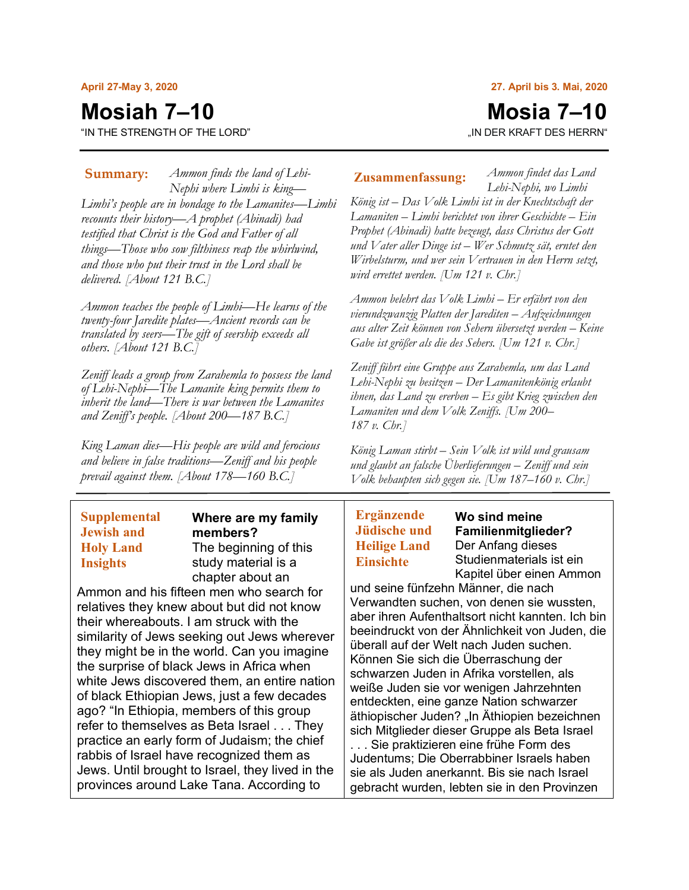April 27-May 3, 2020

# Mosiah 7–10

"IN THE STRENGTH OF THE LORD"

**Summary:** *Ammon finds the land of Lehi-Nephi where Limhi is king—Limhi's people are in bondage to the Lamanites—Limhi recounts their history—A prophet (Abinadi) had testified that Christ is the God and Father of all things—Those who sow filthiness reap the whirlwind, and those who put their trust in the Lord shall be delivered. [About 121 B.C.]*

*Ammon teaches the people of Limhi—He learns of the twenty-four Jaredite plates—Ancient records can be translated by seers—The gift of seership exceeds all others. [About 121 B.C.]*

*Zeniff leads a group from Zarahemla to possess the land of Lehi-Nephi—The Lamanite king permits them to inherit the land—There is war between the Lamanites and Zeniff's people. [About 200—187 B.C.]*

*King Laman dies—His people are wild and ferocious and believe in false traditions—Zeniff and his people prevail against them. [About 178—160 B.C.]*

**Supplemental Jewish and Holy Land Insights**

**Where are my family members?**

The beginning of this study material is a chapter about an Ammon and his fifteen men who search for relatives they knew about but did not know their whereabouts. I am struck with the similarity of Jews seeking out Jews wherever they might be in the world. Can you imagine the surprise of black Jews in Africa when white Jews discovered them, an entire nation of black Ethiopian Jews, just a few decades ago? "In Ethiopia, members of this group refer to themselves as Beta Israel . . . They practice an early form of Judaism; the chief rabbis of Israel have recognized them as Jews. Until brought to Israel, they lived in the provinces around Lake Tana. According to

---

27. April bis 3. Mai, 2020

# Mosia 7–10

„IN DER KRAFT DES HERRN"

**Zusammenfassung:** *Ammon findet das Land Lehi-Nephi, wo Limhi König ist – Das Volk Limhi ist in der Knechtschaft der Lamaniten – Limhi berichtet von ihrer Geschichte – Ein Prophet (Abinadi) hatte bezeugt, dass Christus der Gott und Vater aller Dinge ist – Wer Schmutz sät, erntet den Wirbelsturm, und wer sein Vertrauen in den Herrn setzt, wird errettet werden. [Um 121 v. Chr.]*

*Ammon belehrt das Volk Limhi – Er erfährt von den vierundzwanzig Platten der Jarediten – Aufzeichnungen aus alter Zeit können von Sehern übersetzt werden – Keine Gabe ist größer als die des Sehers. [Um 121 v. Chr.]*

*Zeniff führt eine Gruppe aus Zarahemla, um das Land Lehi-Nephi zu besitzen – Der Lamanitenkönig erlaubt ihnen, das Land zu ererben – Es gibt Krieg zwischen den Lamaniten und dem Volk Zeniffs. [Um 200–187 v. Chr.]*

*König Laman stirbt – Sein Volk ist wild und grausam und glaubt an falsche Überlieferungen – Zeniff und sein Volk behaupten sich gegen sie. [Um 187–160 v. Chr.]*

**Ergänzende Jüdische und Heilige Land Einsichte**

**Wo sind meine Familienmitglieder?**

Der Anfang dieses Studienmaterials ist ein Kapitel über einen Ammon und seine fünfzehn Männer, die nach Verwandten suchen, von denen sie wussten, aber ihren Aufenthaltsort nicht kannten. Ich bin beeindruckt von der Ähnlichkeit von Juden, die überall auf der Welt nach Juden suchen. Können Sie sich die Überraschung der schwarzen Juden in Afrika vorstellen, als weiße Juden sie vor wenigen Jahrzehnten entdeckten, eine ganze Nation schwarzer äthiopischer Juden? „In Äthiopien bezeichnen sich Mitglieder dieser Gruppe als Beta Israel . . . Sie praktizieren eine frühe Form des Judentums; Die Oberrabbiner Israels haben sie als Juden anerkannt. Bis sie nach Israel gebracht wurden, lebten sie in den Provinzen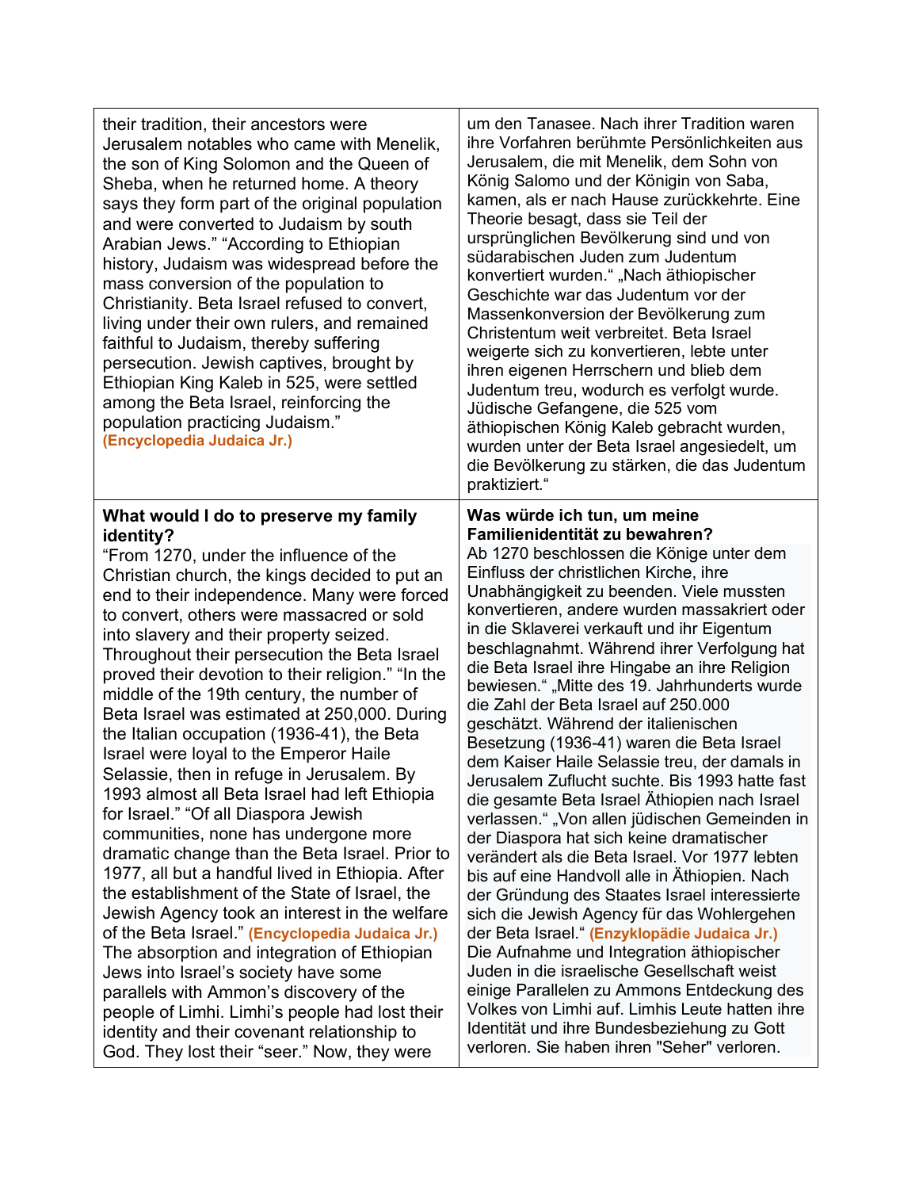| their tradition, their ancestors were Jerusalem notables who came with Menelik, the son of King Solomon and the Queen of Sheba, when he returned home. A theory says they form part of the original population and were converted to Judaism by south Arabian Jews." "According to Ethiopian history, Judaism was widespread before the mass conversion of the population to Christianity. Beta Israel refused to convert, living under their own rulers, and remained faithful to Judaism, thereby suffering persecution. Jewish captives, brought by Ethiopian King Kaleb in 525, were settled among the Beta Israel, reinforcing the population practicing Judaism." **(Encyclopedia Judaica Jr.)** | um den Tanasee. Nach ihrer Tradition waren ihre Vorfahren berühmte Persönlichkeiten aus Jerusalem, die mit Menelik, dem Sohn von König Salomo und der Königin von Saba, kamen, als er nach Hause zurückkehrte. Eine Theorie besagt, dass sie Teil der ursprünglichen Bevölkerung sind und von südarabischen Juden zum Judentum konvertiert wurden." „Nach äthiopischer Geschichte war das Judentum vor der Massenkonversion der Bevölkerung zum Christentum weit verbreitet. Beta Israel weigerte sich zu konvertieren, lebte unter ihren eigenen Herrschern und blieb dem Judentum treu, wodurch es verfolgt wurde. Jüdische Gefangene, die 525 vom äthiopischen König Kaleb gebracht wurden, wurden unter der Beta Israel angesiedelt, um die Bevölkerung zu stärken, die das Judentum praktiziert." |
|---|---|
| **What would I do to preserve my family identity?** "From 1270, under the influence of the Christian church, the kings decided to put an end to their independence. Many were forced to convert, others were massacred or sold into slavery and their property seized. Throughout their persecution the Beta Israel proved their devotion to their religion." "In the middle of the 19th century, the number of Beta Israel was estimated at 250,000. During the Italian occupation (1936-41), the Beta Israel were loyal to the Emperor Haile Selassie, then in refuge in Jerusalem. By 1993 almost all Beta Israel had left Ethiopia for Israel." "Of all Diaspora Jewish communities, none has undergone more dramatic change than the Beta Israel. Prior to 1977, all but a handful lived in Ethiopia. After the establishment of the State of Israel, the Jewish Agency took an interest in the welfare of the Beta Israel." **(Encyclopedia Judaica Jr.)** The absorption and integration of Ethiopian Jews into Israel's society have some parallels with Ammon's discovery of the people of Limhi. Limhi's people had lost their identity and their covenant relationship to God. They lost their "seer." Now, they were | **Was würde ich tun, um meine Familienidentität zu bewahren?** Ab 1270 beschlossen die Könige unter dem Einfluss der christlichen Kirche, ihre Unabhängigkeit zu beenden. Viele mussten konvertieren, andere wurden massakriert oder in die Sklaverei verkauft und ihr Eigentum beschlagnahmt. Während ihrer Verfolgung hat die Beta Israel ihre Hingabe an ihre Religion bewiesen." „Mitte des 19. Jahrhunderts wurde die Zahl der Beta Israel auf 250.000 geschätzt. Während der italienischen Besetzung (1936-41) waren die Beta Israel dem Kaiser Haile Selassie treu, der damals in Jerusalem Zuflucht suchte. Bis 1993 hatte fast die gesamte Beta Israel Äthiopien nach Israel verlassen." „Von allen jüdischen Gemeinden in der Diaspora hat sich keine dramatischer verändert als die Beta Israel. Vor 1977 lebten bis auf eine Handvoll alle in Äthiopien. Nach der Gründung des Staates Israel interessierte sich die Jewish Agency für das Wohlergehen der Beta Israel." **(Enzyklopädie Judaica Jr.)** Die Aufnahme und Integration äthiopischer Juden in die israelische Gesellschaft weist einige Parallelen zu Ammons Entdeckung des Volkes von Limhi auf. Limhis Leute hatten ihre Identität und ihre Bundesbeziehung zu Gott verloren. Sie haben ihren "Seher" verloren. |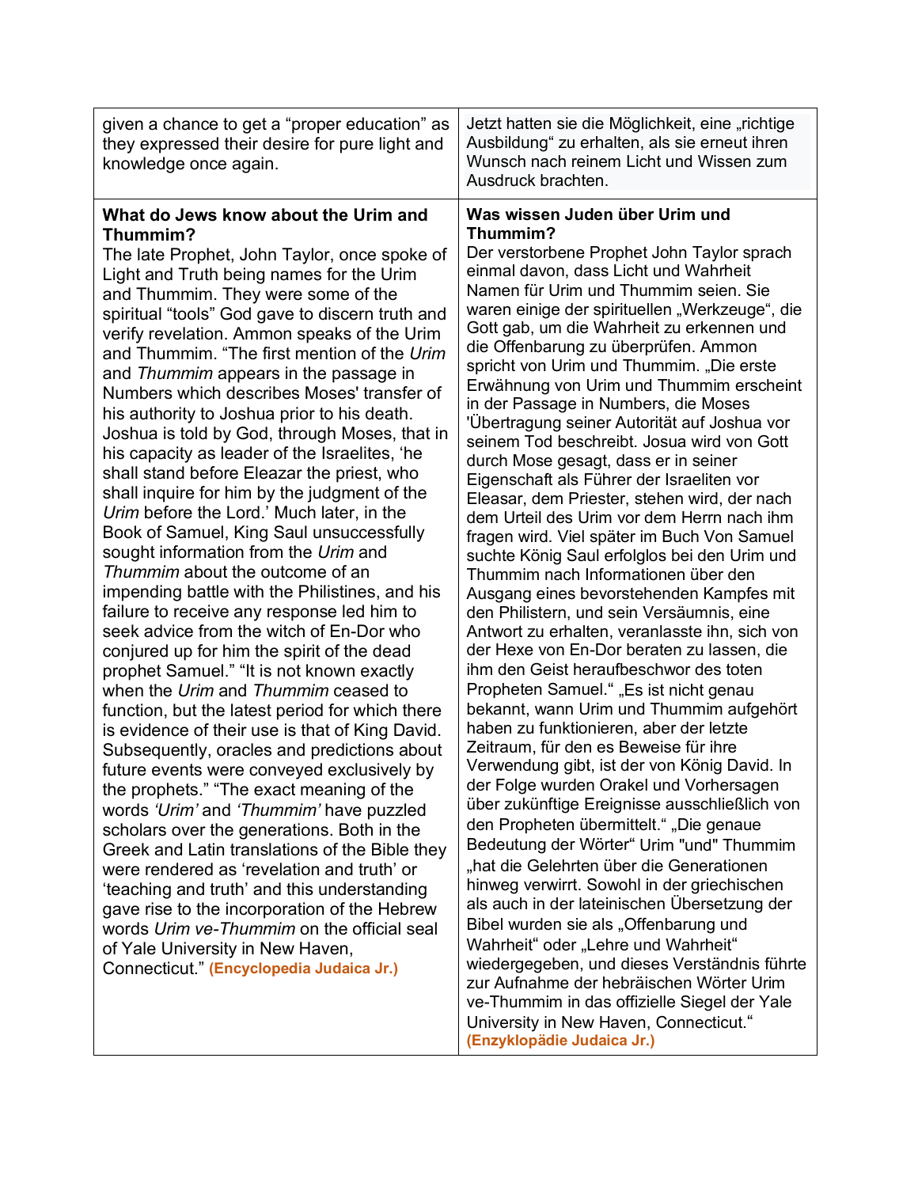| given a chance to get a “proper education” as they expressed their desire for pure light and knowledge once again. | Jetzt hatten sie die Möglichkeit, eine „richtige Ausbildung“ zu erhalten, als sie erneut ihren Wunsch nach reinem Licht und Wissen zum Ausdruck brachten. |
|---|---|
| **What do Jews know about the Urim and Thummim?** The late Prophet, John Taylor, once spoke of Light and Truth being names for the Urim and Thummim. They were some of the spiritual “tools” God gave to discern truth and verify revelation. Ammon speaks of the Urim and Thummim. “The first mention of the *Urim* and *Thummim* appears in the passage in Numbers which describes Moses' transfer of his authority to Joshua prior to his death. Joshua is told by God, through Moses, that in his capacity as leader of the Israelites, ‘he shall stand before Eleazar the priest, who shall inquire for him by the judgment of the *Urim* before the Lord.’ Much later, in the Book of Samuel, King Saul unsuccessfully sought information from the *Urim* and *Thummim* about the outcome of an impending battle with the Philistines, and his failure to receive any response led him to seek advice from the witch of En-Dor who conjured up for him the spirit of the dead prophet Samuel.” “It is not known exactly when the *Urim* and *Thummim* ceased to function, but the latest period for which there is evidence of their use is that of King David. Subsequently, oracles and predictions about future events were conveyed exclusively by the prophets.” “The exact meaning of the words *‘Urim’* and *‘Thummim’* have puzzled scholars over the generations. Both in the Greek and Latin translations of the Bible they were rendered as ‘revelation and truth’ or ‘teaching and truth’ and this understanding gave rise to the incorporation of the Hebrew words *Urim ve-Thummim* on the official seal of Yale University in New Haven, Connecticut.” **(Encyclopedia Judaica Jr.)** | **Was wissen Juden über Urim und Thummim?** Der verstorbene Prophet John Taylor sprach einmal davon, dass Licht und Wahrheit Namen für Urim und Thummim seien. Sie waren einige der spirituellen „Werkzeuge“, die Gott gab, um die Wahrheit zu erkennen und die Offenbarung zu überprüfen. Ammon spricht von Urim und Thummim. „Die erste Erwähnung von Urim und Thummim erscheint in der Passage in Numbers, die Moses 'Übertragung seiner Autorität auf Joshua vor seinem Tod beschreibt. Josua wird von Gott durch Mose gesagt, dass er in seiner Eigenschaft als Führer der Israeliten vor Eleasar, dem Priester, stehen wird, der nach dem Urteil des Urim vor dem Herrn nach ihm fragen wird. Viel später im Buch Von Samuel suchte König Saul erfolglos bei den Urim und Thummim nach Informationen über den Ausgang eines bevorstehenden Kampfes mit den Philistern, und sein Versäumnis, eine Antwort zu erhalten, veranlasste ihn, sich von der Hexe von En-Dor beraten zu lassen, die ihm den Geist heraufbeschwor des toten Propheten Samuel.“ „Es ist nicht genau bekannt, wann Urim und Thummim aufgehört haben zu funktionieren, aber der letzte Zeitraum, für den es Beweise für ihre Verwendung gibt, ist der von König David. In der Folge wurden Orakel und Vorhersagen über zukünftige Ereignisse ausschließlich von den Propheten übermittelt.“ „Die genaue Bedeutung der Wörter“ Urim "und" Thummim „hat die Gelehrten über die Generationen hinweg verwirrt. Sowohl in der griechischen als auch in der lateinischen Übersetzung der Bibel wurden sie als „Offenbarung und Wahrheit“ oder „Lehre und Wahrheit“ wiedergegeben, und dieses Verständnis führte zur Aufnahme der hebräischen Wörter Urim ve-Thummim in das offizielle Siegel der Yale University in New Haven, Connecticut.“ **(Enzyklopädie Judaica Jr.)** |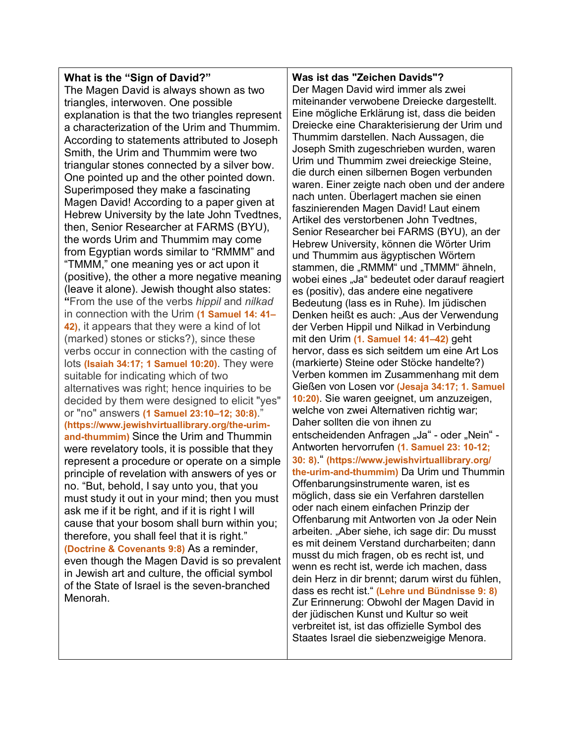| **What is the "Sign of David?"** The Magen David is always shown as two triangles, interwoven. One possible explanation is that the two triangles represent a characterization of the Urim and Thummim. According to statements attributed to Joseph Smith, the Urim and Thummim were two triangular stones connected by a silver bow. One pointed up and the other pointed down. Superimposed they make a fascinating Magen David! According to a paper given at Hebrew University by the late John Tvedtnes, then, Senior Researcher at FARMS (BYU), the words Urim and Thummim may come from Egyptian words similar to "RMMM" and "TMMM," one meaning yes or act upon it (positive), the other a more negative meaning (leave it alone). Jewish thought also states: **"**From the use of the verbs *hippil* and *nilkad* in connection with the Urim **(1 Samuel 14: 41–42)**, it appears that they were a kind of lot (marked) stones or sticks?), since these verbs occur in connection with the casting of lots **(Isaiah 34:17; 1 Samuel 10:20)**. They were suitable for indicating which of two alternatives was right; hence inquiries to be decided by them were designed to elicit "yes" or "no" answers **(1 Samuel 23:10–12; 30:8)**." **(https://www.jewishvirtuallibrary.org/the-urim-and-thummim)** Since the Urim and Thummin were revelatory tools, it is possible that they represent a procedure or operate on a simple principle of revelation with answers of yes or no. "But, behold, I say unto you, that you must study it out in your mind; then you must ask me if it be right, and if it is right I will cause that your bosom shall burn within you; therefore, you shall feel that it is right." **(Doctrine & Covenants 9:8)** As a reminder, even though the Magen David is so prevalent in Jewish art and culture, the official symbol of the State of Israel is the seven-branched Menorah. | **Was ist das "Zeichen Davids"?** Der Magen David wird immer als zwei miteinander verwobene Dreiecke dargestellt. Eine mögliche Erklärung ist, dass die beiden Dreiecke eine Charakterisierung der Urim und Thummim darstellen. Nach Aussagen, die Joseph Smith zugeschrieben wurden, waren Urim und Thummim zwei dreieckige Steine, die durch einen silbernen Bogen verbunden waren. Einer zeigte nach oben und der andere nach unten. Überlagert machen sie einen faszinierenden Magen David! Laut einem Artikel des verstorbenen John Tvedtnes, Senior Researcher bei FARMS (BYU), an der Hebrew University, können die Wörter Urim und Thummim aus ägyptischen Wörtern stammen, die „RMMM" und „TMMM" ähneln, wobei eines „Ja" bedeutet oder darauf reagiert es (positiv), das andere eine negativere Bedeutung (lass es in Ruhe). Im jüdischen Denken heißt es auch: „Aus der Verwendung der Verben Hippil und Nilkad in Verbindung mit den Urim **(1. Samuel 14: 41–42)** geht hervor, dass es sich seitdem um eine Art Los (markierte) Steine oder Stöcke handelte?) Verben kommen im Zusammenhang mit dem Gießen von Losen vor **(Jesaja 34:17; 1. Samuel 10:20)**. Sie waren geeignet, um anzuzeigen, welche von zwei Alternativen richtig war; Daher sollten die von ihnen zu entscheidenden Anfragen „Ja" - oder „Nein" - Antworten hervorrufen **(1. Samuel 23: 10-12; 30: 8)**." **(https://www.jewishvirtuallibrary.org/the-urim-and-thummim)** Da Urim und Thummin Offenbarungsinstrumente waren, ist es möglich, dass sie ein Verfahren darstellen oder nach einem einfachen Prinzip der Offenbarung mit Antworten von Ja oder Nein arbeiten. „Aber siehe, ich sage dir: Du musst es mit deinem Verstand durcharbeiten; dann musst du mich fragen, ob es recht ist, und wenn es recht ist, werde ich machen, dass dein Herz in dir brennt; darum wirst du fühlen, dass es recht ist." **(Lehre und Bündnisse 9: 8)** Zur Erinnerung: Obwohl der Magen David in der jüdischen Kunst und Kultur so weit verbreitet ist, ist das offizielle Symbol des Staates Israel die siebenzweigige Menora. |
|---|---|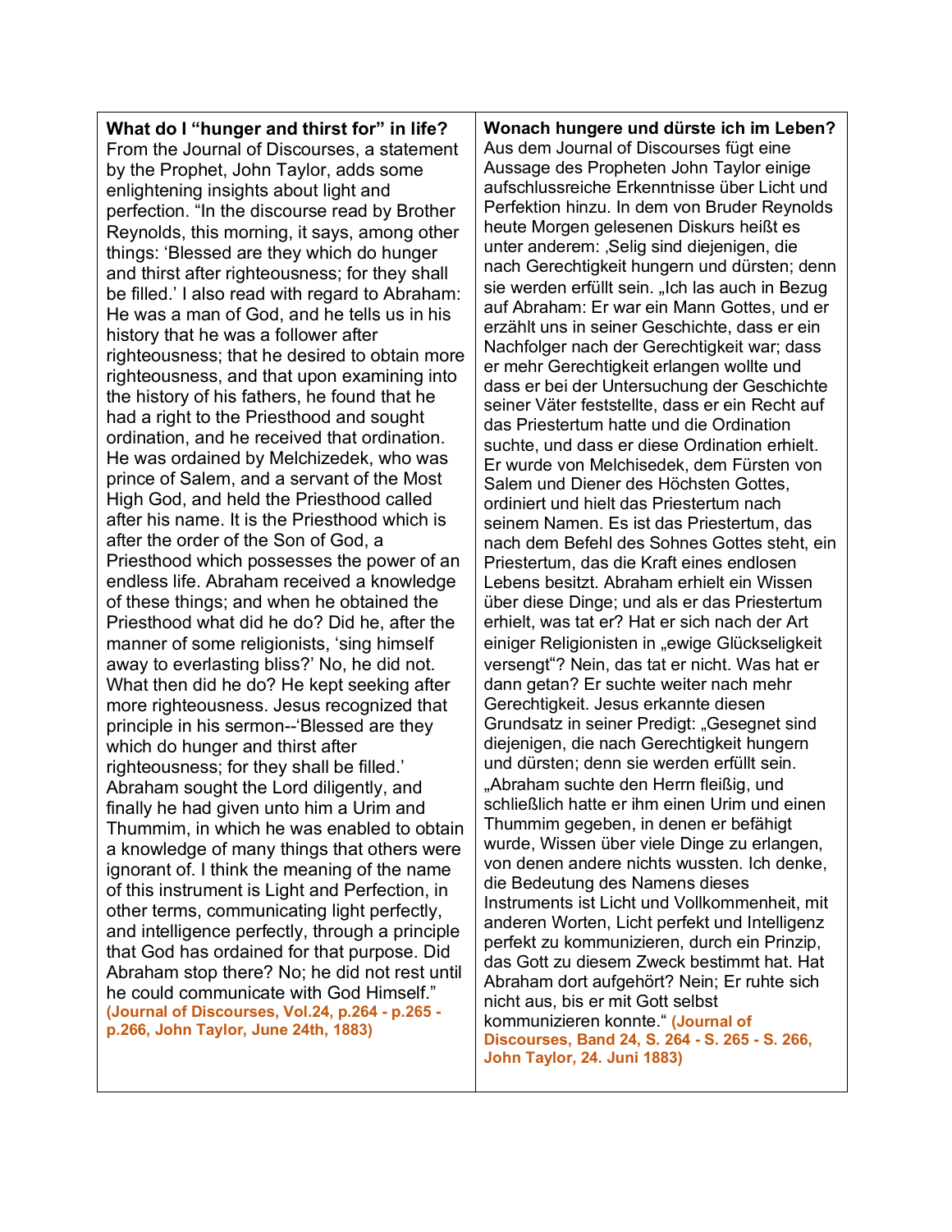| **What do I "hunger and thirst for" in life?** From the Journal of Discourses, a statement by the Prophet, John Taylor, adds some enlightening insights about light and perfection. "In the discourse read by Brother Reynolds, this morning, it says, among other things: 'Blessed are they which do hunger and thirst after righteousness; for they shall be filled.' I also read with regard to Abraham: He was a man of God, and he tells us in his history that he was a follower after righteousness; that he desired to obtain more righteousness, and that upon examining into the history of his fathers, he found that he had a right to the Priesthood and sought ordination, and he received that ordination. He was ordained by Melchizedek, who was prince of Salem, and a servant of the Most High God, and held the Priesthood called after his name. It is the Priesthood which is after the order of the Son of God, a Priesthood which possesses the power of an endless life. Abraham received a knowledge of these things; and when he obtained the Priesthood what did he do? Did he, after the manner of some religionists, 'sing himself away to everlasting bliss?' No, he did not. What then did he do? He kept seeking after more righteousness. Jesus recognized that principle in his sermon--'Blessed are they which do hunger and thirst after righteousness; for they shall be filled.' Abraham sought the Lord diligently, and finally he had given unto him a Urim and Thummim, in which he was enabled to obtain a knowledge of many things that others were ignorant of. I think the meaning of the name of this instrument is Light and Perfection, in other terms, communicating light perfectly, and intelligence perfectly, through a principle that God has ordained for that purpose. Did Abraham stop there? No; he did not rest until he could communicate with God Himself." **(Journal of Discourses, Vol.24, p.264 - p.265 - p.266, John Taylor, June 24th, 1883)** | **Wonach hungere und dürste ich im Leben?** Aus dem Journal of Discourses fügt eine Aussage des Propheten John Taylor einige aufschlussreiche Erkenntnisse über Licht und Perfektion hinzu. In dem von Bruder Reynolds heute Morgen gelesenen Diskurs heißt es unter anderem: ‚Selig sind diejenigen, die nach Gerechtigkeit hungern und dürsten; denn sie werden erfüllt sein. „Ich las auch in Bezug auf Abraham: Er war ein Mann Gottes, und er erzählt uns in seiner Geschichte, dass er ein Nachfolger nach der Gerechtigkeit war; dass er mehr Gerechtigkeit erlangen wollte und dass er bei der Untersuchung der Geschichte seiner Väter feststellte, dass er ein Recht auf das Priestertum hatte und die Ordination suchte, und dass er diese Ordination erhielt. Er wurde von Melchisedek, dem Fürsten von Salem und Diener des Höchsten Gottes, ordiniert und hielt das Priestertum nach seinem Namen. Es ist das Priestertum, das nach dem Befehl des Sohnes Gottes steht, ein Priestertum, das die Kraft eines endlosen Lebens besitzt. Abraham erhielt ein Wissen über diese Dinge; und als er das Priestertum erhielt, was tat er? Hat er sich nach der Art einiger Religionisten in „ewige Glückseligkeit versengt"? Nein, das tat er nicht. Was hat er dann getan? Er suchte weiter nach mehr Gerechtigkeit. Jesus erkannte diesen Grundsatz in seiner Predigt: „Gesegnet sind diejenigen, die nach Gerechtigkeit hungern und dürsten; denn sie werden erfüllt sein. „Abraham suchte den Herrn fleißig, und schließlich hatte er ihm einen Urim und einen Thummim gegeben, in denen er befähigt wurde, Wissen über viele Dinge zu erlangen, von denen andere nichts wussten. Ich denke, die Bedeutung des Namens dieses Instruments ist Licht und Vollkommenheit, mit anderen Worten, Licht perfekt und Intelligenz perfekt zu kommunizieren, durch ein Prinzip, das Gott zu diesem Zweck bestimmt hat. Hat Abraham dort aufgehört? Nein; Er ruhte sich nicht aus, bis er mit Gott selbst kommunizieren konnte." **(Journal of Discourses, Band 24, S. 264 - S. 265 - S. 266, John Taylor, 24. Juni 1883)** |
|---|---|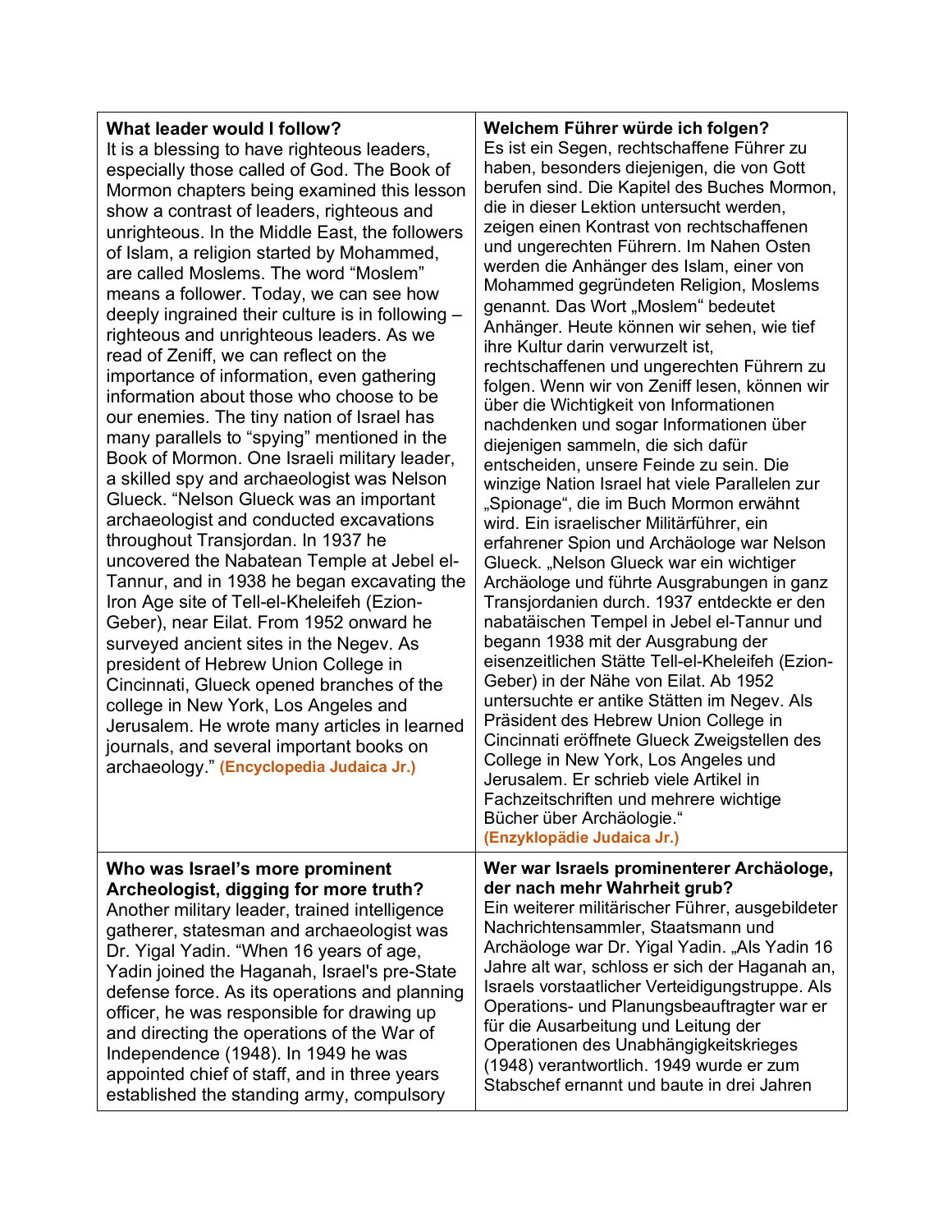| **What leader would I follow?** It is a blessing to have righteous leaders, especially those called of God. The Book of Mormon chapters being examined this lesson show a contrast of leaders, righteous and unrighteous. In the Middle East, the followers of Islam, a religion started by Mohammed, are called Moslems. The word "Moslem" means a follower. Today, we can see how deeply ingrained their culture is in following – righteous and unrighteous leaders. As we read of Zeniff, we can reflect on the importance of information, even gathering information about those who choose to be our enemies. The tiny nation of Israel has many parallels to "spying" mentioned in the Book of Mormon. One Israeli military leader, a skilled spy and archaeologist was Nelson Glueck. "Nelson Glueck was an important archaeologist and conducted excavations throughout Transjordan. In 1937 he uncovered the Nabatean Temple at Jebel el-Tannur, and in 1938 he began excavating the Iron Age site of Tell-el-Kheleifeh (Ezion-Geber), near Eilat. From 1952 onward he surveyed ancient sites in the Negev. As president of Hebrew Union College in Cincinnati, Glueck opened branches of the college in New York, Los Angeles and Jerusalem. He wrote many articles in learned journals, and several important books on archaeology." **(Encyclopedia Judaica Jr.)** | **Welchem Führer würde ich folgen?** Es ist ein Segen, rechtschaffene Führer zu haben, besonders diejenigen, die von Gott berufen sind. Die Kapitel des Buches Mormon, die in dieser Lektion untersucht werden, zeigen einen Kontrast von rechtschaffenen und ungerechten Führern. Im Nahen Osten werden die Anhänger des Islam, einer von Mohammed gegründeten Religion, Moslems genannt. Das Wort „Moslem" bedeutet Anhänger. Heute können wir sehen, wie tief ihre Kultur darin verwurzelt ist, rechtschaffenen und ungerechten Führern zu folgen. Wenn wir von Zeniff lesen, können wir über die Wichtigkeit von Informationen nachdenken und sogar Informationen über diejenigen sammeln, die sich dafür entscheiden, unsere Feinde zu sein. Die winzige Nation Israel hat viele Parallelen zur „Spionage", die im Buch Mormon erwähnt wird. Ein israelischer Militärführer, ein erfahrener Spion und Archäologe war Nelson Glueck. „Nelson Glueck war ein wichtiger Archäologe und führte Ausgrabungen in ganz Transjordanien durch. 1937 entdeckte er den nabatäischen Tempel in Jebel el-Tannur und begann 1938 mit der Ausgrabung der eisenzeitlichen Stätte Tell-el-Kheleifeh (Ezion-Geber) in der Nähe von Eilat. Ab 1952 untersuchte er antike Stätten im Negev. Als Präsident des Hebrew Union College in Cincinnati eröffnete Glueck Zweigstellen des College in New York, Los Angeles und Jerusalem. Er schrieb viele Artikel in Fachzeitschriften und mehrere wichtige Bücher über Archäologie." **(Enzyklopädie Judaica Jr.)** |
| --- | --- |
| **Who was Israel's more prominent Archeologist, digging for more truth?** Another military leader, trained intelligence gatherer, statesman and archaeologist was Dr. Yigal Yadin. "When 16 years of age, Yadin joined the Haganah, Israel's pre-State defense force. As its operations and planning officer, he was responsible for drawing up and directing the operations of the War of Independence (1948). In 1949 he was appointed chief of staff, and in three years established the standing army, compulsory | **Wer war Israels prominenterer Archäologe, der nach mehr Wahrheit grub?** Ein weiterer militärischer Führer, ausgebildeter Nachrichtensammler, Staatsmann und Archäologe war Dr. Yigal Yadin. „Als Yadin 16 Jahre alt war, schloss er sich der Haganah an, Israels vorstaatlicher Verteidigungstruppe. Als Operations- und Planungsbeauftragter war er für die Ausarbeitung und Leitung der Operationen des Unabhängigkeitskrieges (1948) verantwortlich. 1949 wurde er zum Stabschef ernannt und baute in drei Jahren |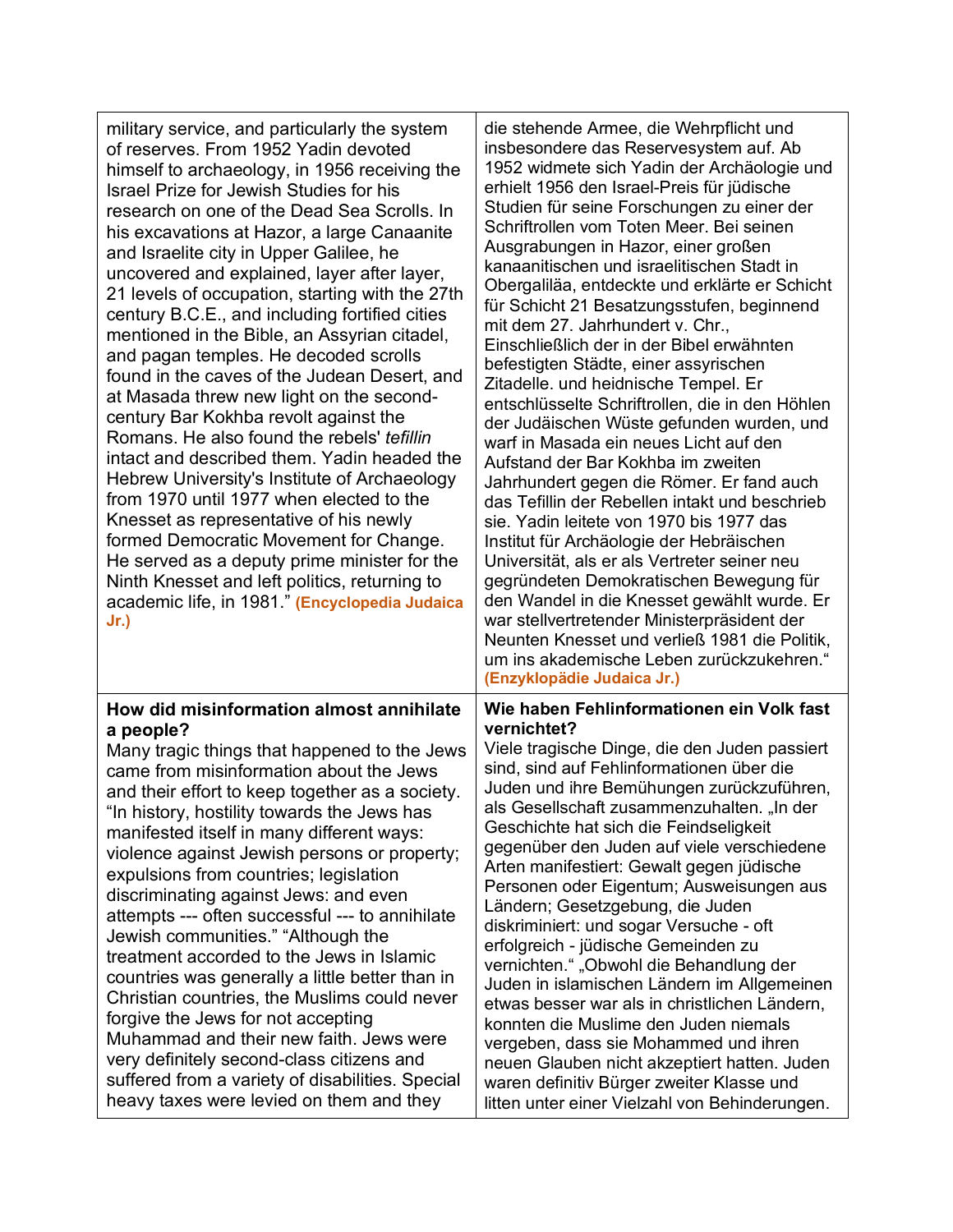| | |
|---|---|
| military service, and particularly the system of reserves. From 1952 Yadin devoted himself to archaeology, in 1956 receiving the Israel Prize for Jewish Studies for his research on one of the Dead Sea Scrolls. In his excavations at Hazor, a large Canaanite and Israelite city in Upper Galilee, he uncovered and explained, layer after layer, 21 levels of occupation, starting with the 27th century B.C.E., and including fortified cities mentioned in the Bible, an Assyrian citadel, and pagan temples. He decoded scrolls found in the caves of the Judean Desert, and at Masada threw new light on the second-century Bar Kokhba revolt against the Romans. He also found the rebels' *tefillin* intact and described them. Yadin headed the Hebrew University's Institute of Archaeology from 1970 until 1977 when elected to the Knesset as representative of his newly formed Democratic Movement for Change. He served as a deputy prime minister for the Ninth Knesset and left politics, returning to academic life, in 1981." **(Encyclopedia Judaica Jr.)** | die stehende Armee, die Wehrpflicht und insbesondere das Reservesystem auf. Ab 1952 widmete sich Yadin der Archäologie und erhielt 1956 den Israel-Preis für jüdische Studien für seine Forschungen zu einer der Schriftrollen vom Toten Meer. Bei seinen Ausgrabungen in Hazor, einer großen kanaanitischen und israelitischen Stadt in Obergaliläa, entdeckte und erklärte er Schicht für Schicht 21 Besatzungsstufen, beginnend mit dem 27. Jahrhundert v. Chr., Einschließlich der in der Bibel erwähnten befestigten Städte, einer assyrischen Zitadelle. und heidnische Tempel. Er entschlüsselte Schriftrollen, die in den Höhlen der Judäischen Wüste gefunden wurden, und warf in Masada ein neues Licht auf den Aufstand der Bar Kokhba im zweiten Jahrhundert gegen die Römer. Er fand auch das Tefillin der Rebellen intakt und beschrieb sie. Yadin leitete von 1970 bis 1977 das Institut für Archäologie der Hebräischen Universität, als er als Vertreter seiner neu gegründeten Demokratischen Bewegung für den Wandel in die Knesset gewählt wurde. Er war stellvertretender Ministerpräsident der Neunten Knesset und verließ 1981 die Politik, um ins akademische Leben zurückzukehren." **(Enzyklopädie Judaica Jr.)** |
| **How did misinformation almost annihilate a people?** Many tragic things that happened to the Jews came from misinformation about the Jews and their effort to keep together as a society. "In history, hostility towards the Jews has manifested itself in many different ways: violence against Jewish persons or property; expulsions from countries; legislation discriminating against Jews: and even attempts --- often successful --- to annihilate Jewish communities." "Although the treatment accorded to the Jews in Islamic countries was generally a little better than in Christian countries, the Muslims could never forgive the Jews for not accepting Muhammad and their new faith. Jews were very definitely second-class citizens and suffered from a variety of disabilities. Special heavy taxes were levied on them and they | **Wie haben Fehlinformationen ein Volk fast vernichtet?** Viele tragische Dinge, die den Juden passiert sind, sind auf Fehlinformationen über die Juden und ihre Bemühungen zurückzuführen, als Gesellschaft zusammenzuhalten. „In der Geschichte hat sich die Feindseligkeit gegenüber den Juden auf viele verschiedene Arten manifestiert: Gewalt gegen jüdische Personen oder Eigentum; Ausweisungen aus Ländern; Gesetzgebung, die Juden diskriminiert: und sogar Versuche - oft erfolgreich - jüdische Gemeinden zu vernichten." „Obwohl die Behandlung der Juden in islamischen Ländern im Allgemeinen etwas besser war als in christlichen Ländern, konnten die Muslime den Juden niemals vergeben, dass sie Mohammed und ihren neuen Glauben nicht akzeptiert hatten. Juden waren definitiv Bürger zweiter Klasse und litten unter einer Vielzahl von Behinderungen. |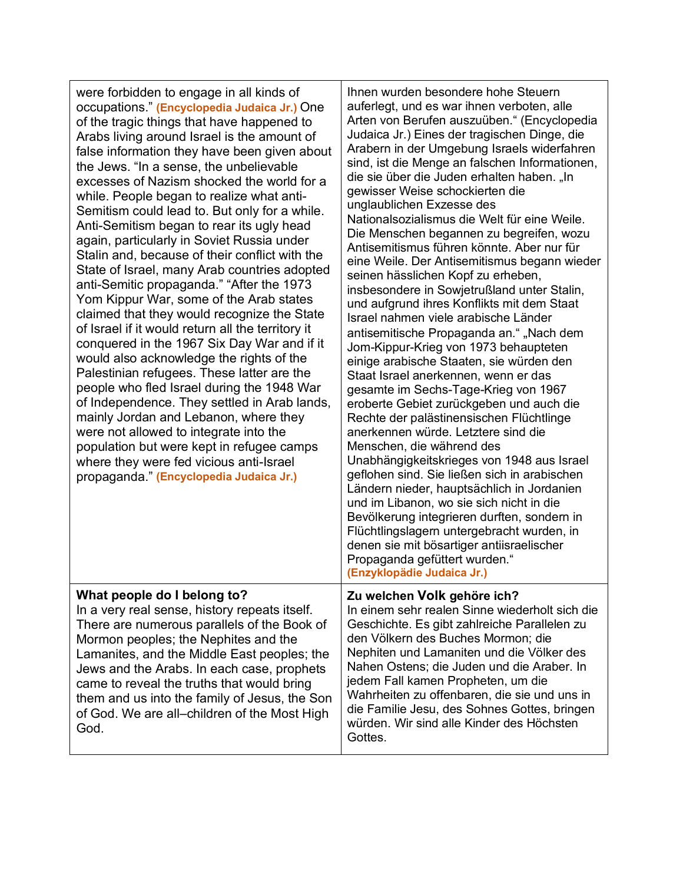| | |
|---|---|
| were forbidden to engage in all kinds of occupations." **(Encyclopedia Judaica Jr.)** One of the tragic things that have happened to Arabs living around Israel is the amount of false information they have been given about the Jews. "In a sense, the unbelievable excesses of Nazism shocked the world for a while. People began to realize what anti-Semitism could lead to. But only for a while. Anti-Semitism began to rear its ugly head again, particularly in Soviet Russia under Stalin and, because of their conflict with the State of Israel, many Arab countries adopted anti-Semitic propaganda." "After the 1973 Yom Kippur War, some of the Arab states claimed that they would recognize the State of Israel if it would return all the territory it conquered in the 1967 Six Day War and if it would also acknowledge the rights of the Palestinian refugees. These latter are the people who fled Israel during the 1948 War of Independence. They settled in Arab lands, mainly Jordan and Lebanon, where they were not allowed to integrate into the population but were kept in refugee camps where they were fed vicious anti-Israel propaganda." **(Encyclopedia Judaica Jr.)** | Ihnen wurden besondere hohe Steuern auferlegt, und es war ihnen verboten, alle Arten von Berufen auszuüben." (Encyclopedia Judaica Jr.) Eines der tragischen Dinge, die Arabern in der Umgebung Israels widerfahren sind, ist die Menge an falschen Informationen, die sie über die Juden erhalten haben. „In gewisser Weise schockierten die unglaublichen Exzesse des Nationalsozialismus die Welt für eine Weile. Die Menschen begannen zu begreifen, wozu Antisemitismus führen könnte. Aber nur für eine Weile. Der Antisemitismus begann wieder seinen hässlichen Kopf zu erheben, insbesondere in Sowjetrußland unter Stalin, und aufgrund ihres Konflikts mit dem Staat Israel nahmen viele arabische Länder antisemitische Propaganda an." „Nach dem Jom-Kippur-Krieg von 1973 behaupteten einige arabische Staaten, sie würden den Staat Israel anerkennen, wenn er das gesamte im Sechs-Tage-Krieg von 1967 eroberte Gebiet zurückgeben und auch die Rechte der palästinensischen Flüchtlinge anerkennen würde. Letztere sind die Menschen, die während des Unabhängigkeitskrieges von 1948 aus Israel geflohen sind. Sie ließen sich in arabischen Ländern nieder, hauptsächlich in Jordanien und im Libanon, wo sie sich nicht in die Bevölkerung integrieren durften, sondern in Flüchtlingslagern untergebracht wurden, in denen sie mit bösartiger antiisraelischer Propaganda gefüttert wurden." **(Enzyklopädie Judaica Jr.)** |
| **What people do I belong to?** In a very real sense, history repeats itself. There are numerous parallels of the Book of Mormon peoples; the Nephites and the Lamanites, and the Middle East peoples; the Jews and the Arabs. In each case, prophets came to reveal the truths that would bring them and us into the family of Jesus, the Son of God. We are all–children of the Most High God. | **Zu welchen Volk gehöre ich?** In einem sehr realen Sinne wiederholt sich die Geschichte. Es gibt zahlreiche Parallelen zu den Völkern des Buches Mormon; die Nephiten und Lamaniten und die Völker des Nahen Ostens; die Juden und die Araber. In jedem Fall kamen Propheten, um die Wahrheiten zu offenbaren, die sie und uns in die Familie Jesu, des Sohnes Gottes, bringen würden. Wir sind alle Kinder des Höchsten Gottes. |